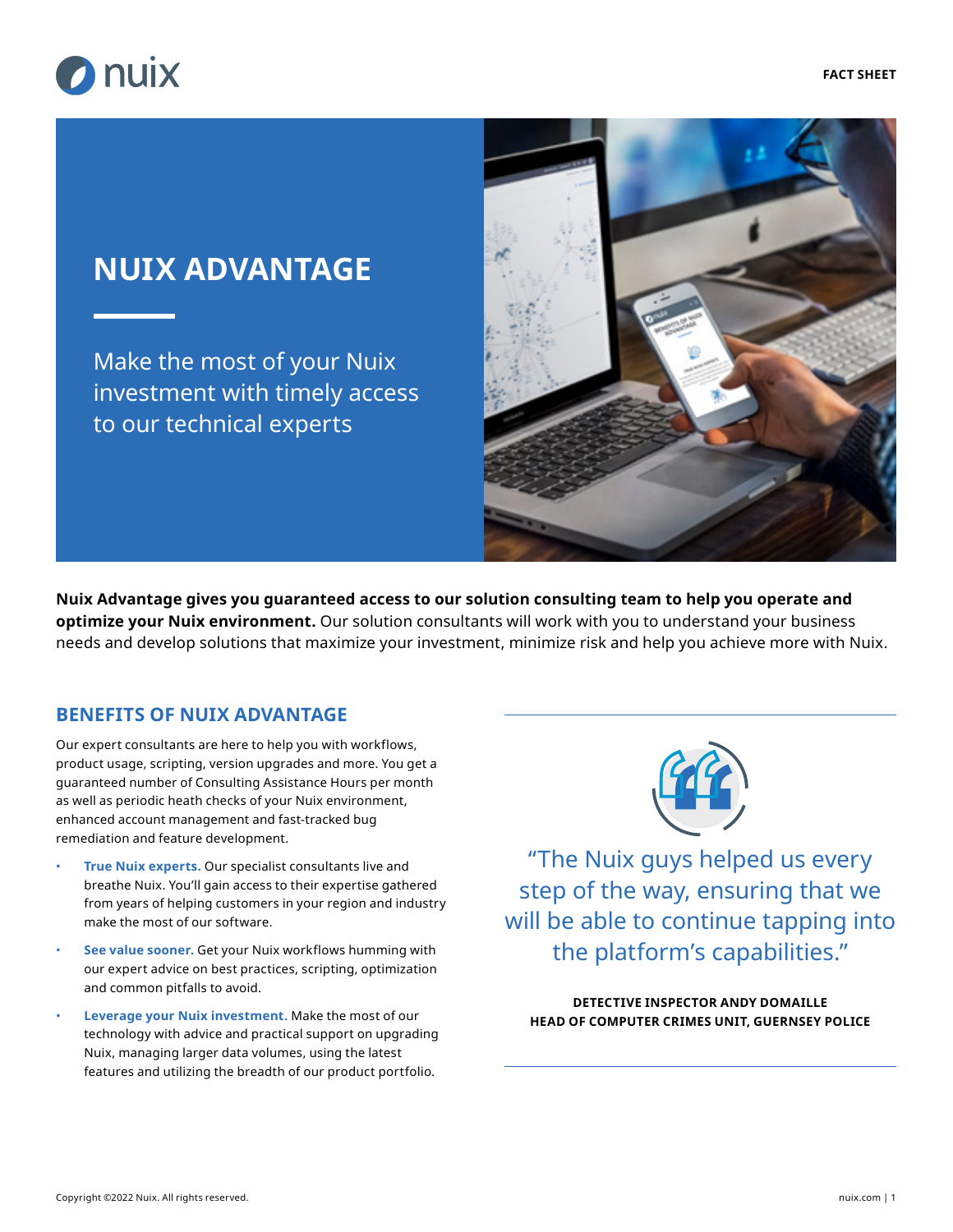FACT SHEET

# NUIX ADVANTAGE

Make the most of your Nuix investment with timely access to our technical experts

**Nuix Advantage gives you guaranteed access to our solution consulting team to help you operate and optimize your Nuix environment.** Our solution consultants will work with you to understand your business needs and develop solutions that maximize your investment, minimize risk and help you achieve more with Nuix.

## BENEFITS OF NUIX ADVANTAGE

Our expert consultants are here to help you with workflows, product usage, scripting, version upgrades and more. You get a guaranteed number of Consulting Assistance Hours per month as well as periodic heath checks of your Nuix environment, enhanced account management and fast-tracked bug remediation and feature development.

- **True Nuix experts.** Our specialist consultants live and breathe Nuix. You'll gain access to their expertise gathered from years of helping customers in your region and industry make the most of our software.
- **See value sooner.** Get your Nuix workflows humming with our expert advice on best practices, scripting, optimization and common pitfalls to avoid.
- **Leverage your Nuix investment.** Make the most of our technology with advice and practical support on upgrading Nuix, managing larger data volumes, using the latest features and utilizing the breadth of our product portfolio.

> "The Nuix guys helped us every step of the way, ensuring that we will be able to continue tapping into the platform's capabilities."
>
> **DETECTIVE INSPECTOR ANDY DOMAILLE**
> **HEAD OF COMPUTER CRIMES UNIT, GUERNSEY POLICE**

Copyright ©2022 Nuix. All rights reserved.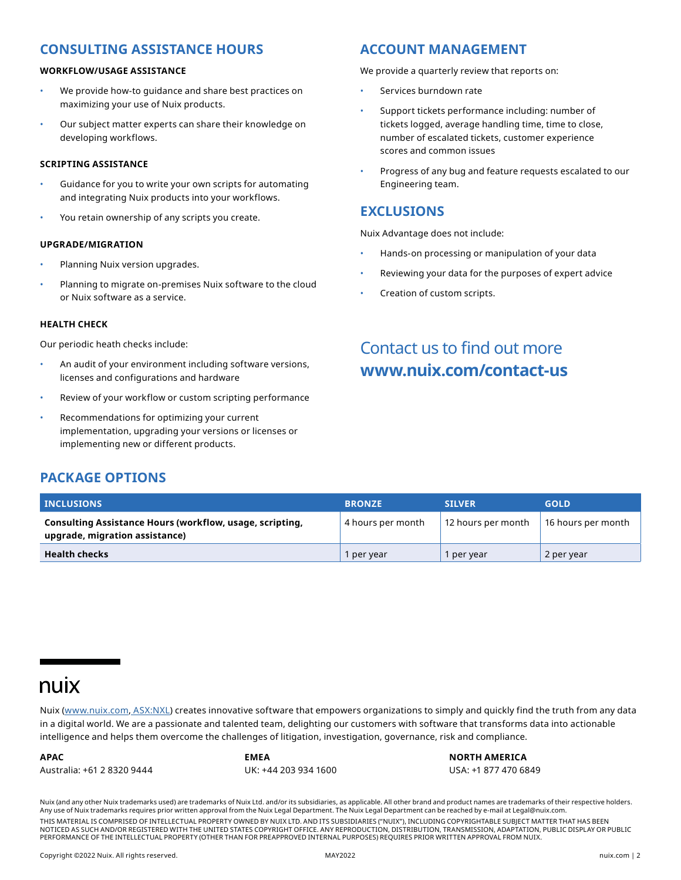## CONSULTING ASSISTANCE HOURS

### WORKFLOW/USAGE ASSISTANCE

- We provide how-to guidance and share best practices on maximizing your use of Nuix products.
- Our subject matter experts can share their knowledge on developing workflows.

### SCRIPTING ASSISTANCE

- Guidance for you to write your own scripts for automating and integrating Nuix products into your workflows.
- You retain ownership of any scripts you create.

### UPGRADE/MIGRATION

- Planning Nuix version upgrades.
- Planning to migrate on-premises Nuix software to the cloud or Nuix software as a service.

### HEALTH CHECK

Our periodic heath checks include:

- An audit of your environment including software versions, licenses and configurations and hardware
- Review of your workflow or custom scripting performance
- Recommendations for optimizing your current implementation, upgrading your versions or licenses or implementing new or different products.

## ACCOUNT MANAGEMENT

We provide a quarterly review that reports on:

- Services burndown rate
- Support tickets performance including: number of tickets logged, average handling time, time to close, number of escalated tickets, customer experience scores and common issues
- Progress of any bug and feature requests escalated to our Engineering team.

## EXCLUSIONS

Nuix Advantage does not include:

- Hands-on processing or manipulation of your data
- Reviewing your data for the purposes of expert advice
- Creation of custom scripts.

Contact us to find out more
**www.nuix.com/contact-us**

## PACKAGE OPTIONS

| INCLUSIONS | BRONZE | SILVER | GOLD |
|---|---|---|---|
| **Consulting Assistance Hours (workflow, usage, scripting, upgrade, migration assistance)** | 4 hours per month | 12 hours per month | 16 hours per month |
| **Health checks** | 1 per year | 1 per year | 2 per year |

nuix

Nuix (www.nuix.com, ASX:NXL) creates innovative software that empowers organizations to simply and quickly find the truth from any data in a digital world. We are a passionate and talented team, delighting our customers with software that transforms data into actionable intelligence and helps them overcome the challenges of litigation, investigation, governance, risk and compliance.

**APAC**
Australia: +61 2 8320 9444

**EMEA**
UK: +44 203 934 1600

**NORTH AMERICA**
USA: +1 877 470 6849

Nuix (and any other Nuix trademarks used) are trademarks of Nuix Ltd. and/or its subsidiaries, as applicable. All other brand and product names are trademarks of their respective holders. Any use of Nuix trademarks requires prior written approval from the Nuix Legal Department. The Nuix Legal Department can be reached by e-mail at Legal@nuix.com.

THIS MATERIAL IS COMPRISED OF INTELLECTUAL PROPERTY OWNED BY NUIX LTD. AND ITS SUBSIDIARIES ("NUIX"), INCLUDING COPYRIGHTABLE SUBJECT MATTER THAT HAS BEEN NOTICED AS SUCH AND/OR REGISTERED WITH THE UNITED STATES COPYRIGHT OFFICE. ANY REPRODUCTION, DISTRIBUTION, TRANSMISSION, ADAPTATION, PUBLIC DISPLAY OR PUBLIC PERFORMANCE OF THE INTELLECTUAL PROPERTY (OTHER THAN FOR PREAPPROVED INTERNAL PURPOSES) REQUIRES PRIOR WRITTEN APPROVAL FROM NUIX.

Copyright ©2022 Nuix. All rights reserved. MAY2022